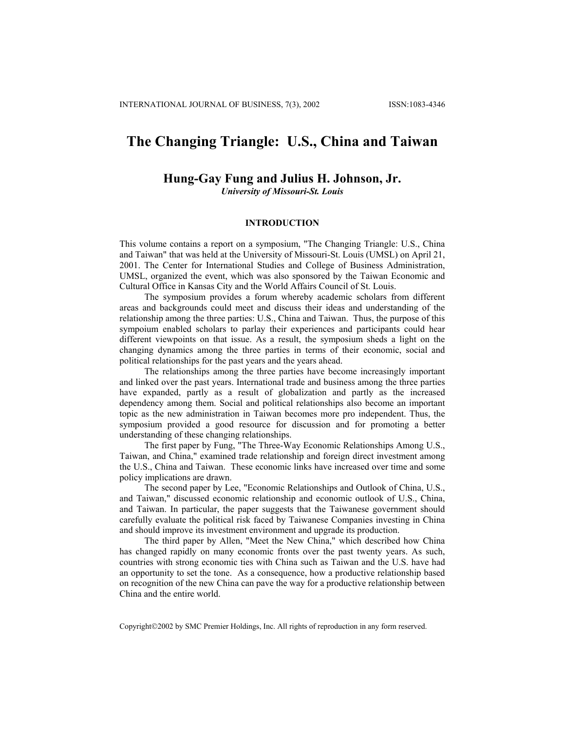# The Changing Triangle: U.S., China and Taiwan

## Hung-Gay Fung and Julius H. Johnson, Jr.

***University of Missouri-St. Louis***

### INTRODUCTION

This volume contains a report on a symposium, "The Changing Triangle: U.S., China and Taiwan" that was held at the University of Missouri-St. Louis (UMSL) on April 21, 2001. The Center for International Studies and College of Business Administration, UMSL, organized the event, which was also sponsored by the Taiwan Economic and Cultural Office in Kansas City and the World Affairs Council of St. Louis.

The symposium provides a forum whereby academic scholars from different areas and backgrounds could meet and discuss their ideas and understanding of the relationship among the three parties: U.S., China and Taiwan. Thus, the purpose of this sympoium enabled scholars to parlay their experiences and participants could hear different viewpoints on that issue. As a result, the symposium sheds a light on the changing dynamics among the three parties in terms of their economic, social and political relationships for the past years and the years ahead.

The relationships among the three parties have become increasingly important and linked over the past years. International trade and business among the three parties have expanded, partly as a result of globalization and partly as the increased dependency among them. Social and political relationships also become an important topic as the new administration in Taiwan becomes more pro independent. Thus, the symposium provided a good resource for discussion and for promoting a better understanding of these changing relationships.

The first paper by Fung, "The Three-Way Economic Relationships Among U.S., Taiwan, and China," examined trade relationship and foreign direct investment among the U.S., China and Taiwan. These economic links have increased over time and some policy implications are drawn.

The second paper by Lee, "Economic Relationships and Outlook of China, U.S., and Taiwan," discussed economic relationship and economic outlook of U.S., China, and Taiwan. In particular, the paper suggests that the Taiwanese government should carefully evaluate the political risk faced by Taiwanese Companies investing in China and should improve its investment environment and upgrade its production.

The third paper by Allen, "Meet the New China," which described how China has changed rapidly on many economic fronts over the past twenty years. As such, countries with strong economic ties with China such as Taiwan and the U.S. have had an opportunity to set the tone. As a consequence, how a productive relationship based on recognition of the new China can pave the way for a productive relationship between China and the entire world.

Copyright©2002 by SMC Premier Holdings, Inc. All rights of reproduction in any form reserved.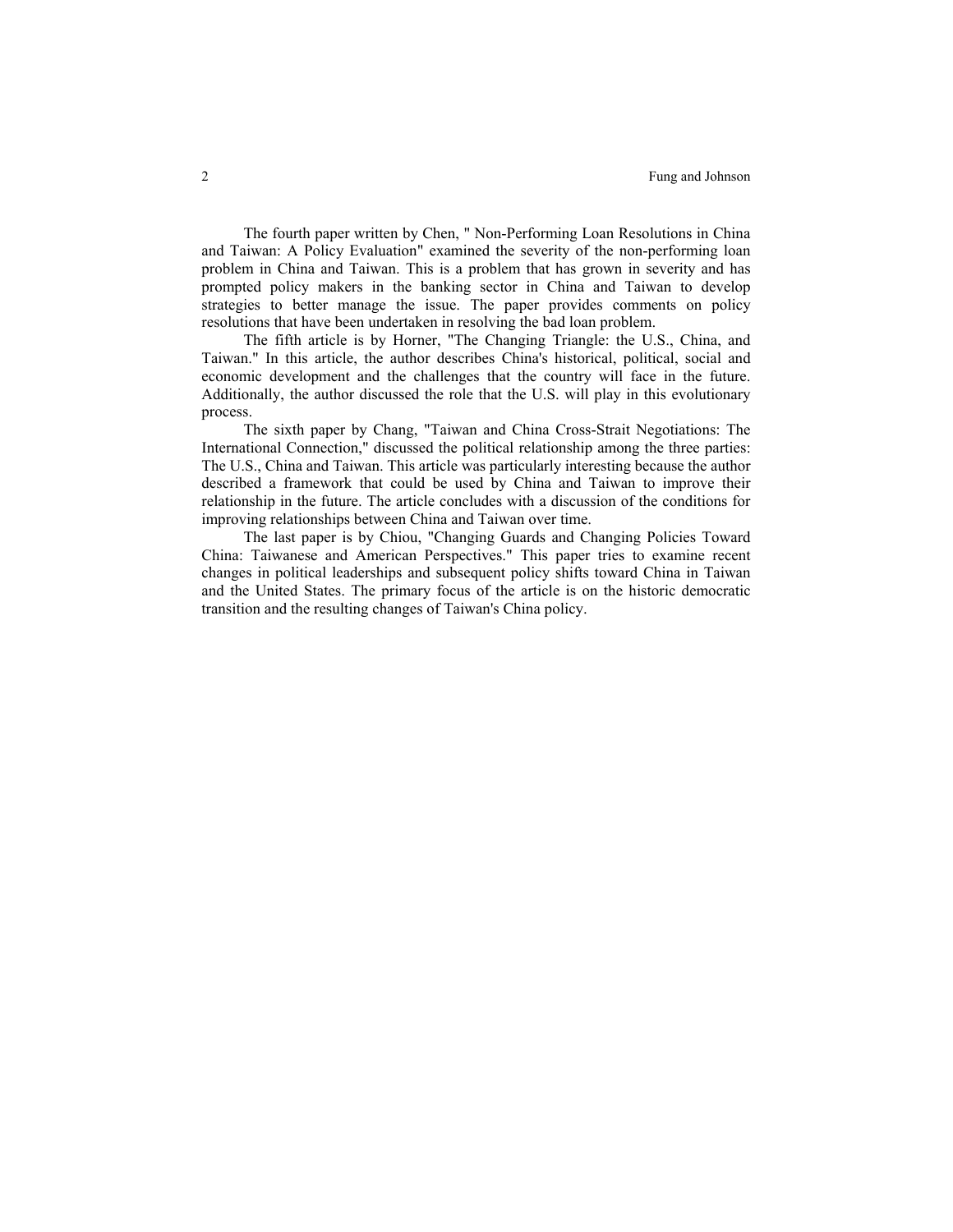The fourth paper written by Chen, " Non-Performing Loan Resolutions in China and Taiwan: A Policy Evaluation" examined the severity of the non-performing loan problem in China and Taiwan. This is a problem that has grown in severity and has prompted policy makers in the banking sector in China and Taiwan to develop strategies to better manage the issue. The paper provides comments on policy resolutions that have been undertaken in resolving the bad loan problem.

The fifth article is by Horner, "The Changing Triangle: the U.S., China, and Taiwan." In this article, the author describes China's historical, political, social and economic development and the challenges that the country will face in the future. Additionally, the author discussed the role that the U.S. will play in this evolutionary process.

The sixth paper by Chang, "Taiwan and China Cross-Strait Negotiations: The International Connection," discussed the political relationship among the three parties: The U.S., China and Taiwan. This article was particularly interesting because the author described a framework that could be used by China and Taiwan to improve their relationship in the future. The article concludes with a discussion of the conditions for improving relationships between China and Taiwan over time.

The last paper is by Chiou, "Changing Guards and Changing Policies Toward China: Taiwanese and American Perspectives." This paper tries to examine recent changes in political leaderships and subsequent policy shifts toward China in Taiwan and the United States. The primary focus of the article is on the historic democratic transition and the resulting changes of Taiwan's China policy.